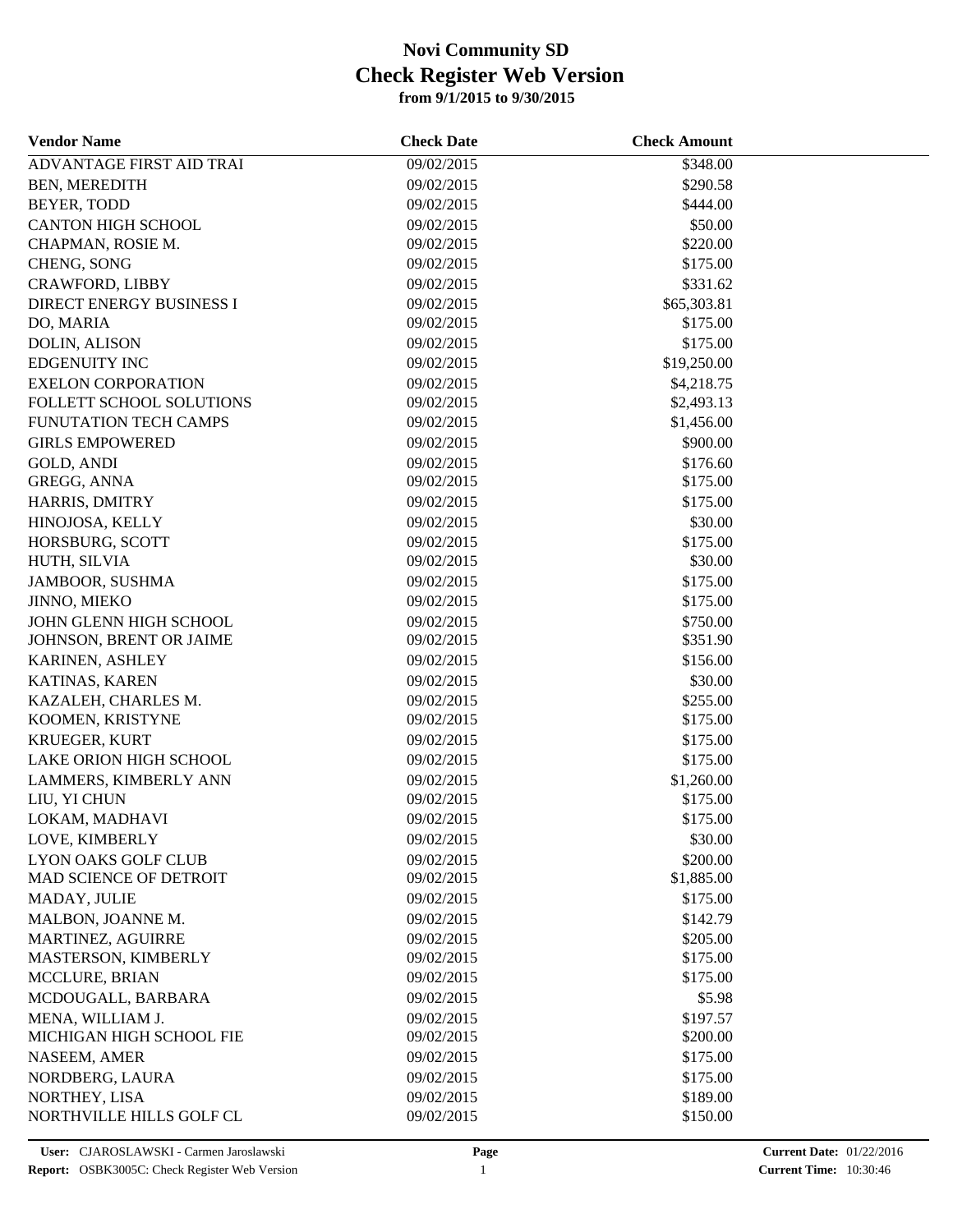# Novi Community SD
## Check Register Web Version
**from 9/1/2015 to 9/30/2015**

| Vendor Name | Check Date | Check Amount |
|---|---|---|
| ADVANTAGE FIRST AID TRAI | 09/02/2015 | $348.00 |
| BEN, MEREDITH | 09/02/2015 | $290.58 |
| BEYER, TODD | 09/02/2015 | $444.00 |
| CANTON HIGH SCHOOL | 09/02/2015 | $50.00 |
| CHAPMAN, ROSIE M. | 09/02/2015 | $220.00 |
| CHENG, SONG | 09/02/2015 | $175.00 |
| CRAWFORD, LIBBY | 09/02/2015 | $331.62 |
| DIRECT ENERGY BUSINESS I | 09/02/2015 | $65,303.81 |
| DO, MARIA | 09/02/2015 | $175.00 |
| DOLIN, ALISON | 09/02/2015 | $175.00 |
| EDGENUITY INC | 09/02/2015 | $19,250.00 |
| EXELON CORPORATION | 09/02/2015 | $4,218.75 |
| FOLLETT SCHOOL SOLUTIONS | 09/02/2015 | $2,493.13 |
| FUNUTATION TECH CAMPS | 09/02/2015 | $1,456.00 |
| GIRLS EMPOWERED | 09/02/2015 | $900.00 |
| GOLD, ANDI | 09/02/2015 | $176.60 |
| GREGG, ANNA | 09/02/2015 | $175.00 |
| HARRIS, DMITRY | 09/02/2015 | $175.00 |
| HINOJOSA, KELLY | 09/02/2015 | $30.00 |
| HORSBURG, SCOTT | 09/02/2015 | $175.00 |
| HUTH, SILVIA | 09/02/2015 | $30.00 |
| JAMBOOR, SUSHMA | 09/02/2015 | $175.00 |
| JINNO, MIEKO | 09/02/2015 | $175.00 |
| JOHN GLENN HIGH SCHOOL | 09/02/2015 | $750.00 |
| JOHNSON, BRENT OR JAIME | 09/02/2015 | $351.90 |
| KARINEN, ASHLEY | 09/02/2015 | $156.00 |
| KATINAS, KAREN | 09/02/2015 | $30.00 |
| KAZALEH, CHARLES M. | 09/02/2015 | $255.00 |
| KOOMEN, KRISTYNE | 09/02/2015 | $175.00 |
| KRUEGER, KURT | 09/02/2015 | $175.00 |
| LAKE ORION HIGH SCHOOL | 09/02/2015 | $175.00 |
| LAMMERS, KIMBERLY ANN | 09/02/2015 | $1,260.00 |
| LIU, YI CHUN | 09/02/2015 | $175.00 |
| LOKAM, MADHAVI | 09/02/2015 | $175.00 |
| LOVE, KIMBERLY | 09/02/2015 | $30.00 |
| LYON OAKS GOLF CLUB | 09/02/2015 | $200.00 |
| MAD SCIENCE OF DETROIT | 09/02/2015 | $1,885.00 |
| MADAY, JULIE | 09/02/2015 | $175.00 |
| MALBON, JOANNE M. | 09/02/2015 | $142.79 |
| MARTINEZ, AGUIRRE | 09/02/2015 | $205.00 |
| MASTERSON, KIMBERLY | 09/02/2015 | $175.00 |
| MCCLURE, BRIAN | 09/02/2015 | $175.00 |
| MCDOUGALL, BARBARA | 09/02/2015 | $5.98 |
| MENA, WILLIAM J. | 09/02/2015 | $197.57 |
| MICHIGAN HIGH SCHOOL FIE | 09/02/2015 | $200.00 |
| NASEEM, AMER | 09/02/2015 | $175.00 |
| NORDBERG, LAURA | 09/02/2015 | $175.00 |
| NORTHEY, LISA | 09/02/2015 | $189.00 |
| NORTHVILLE HILLS GOLF CL | 09/02/2015 | $150.00 |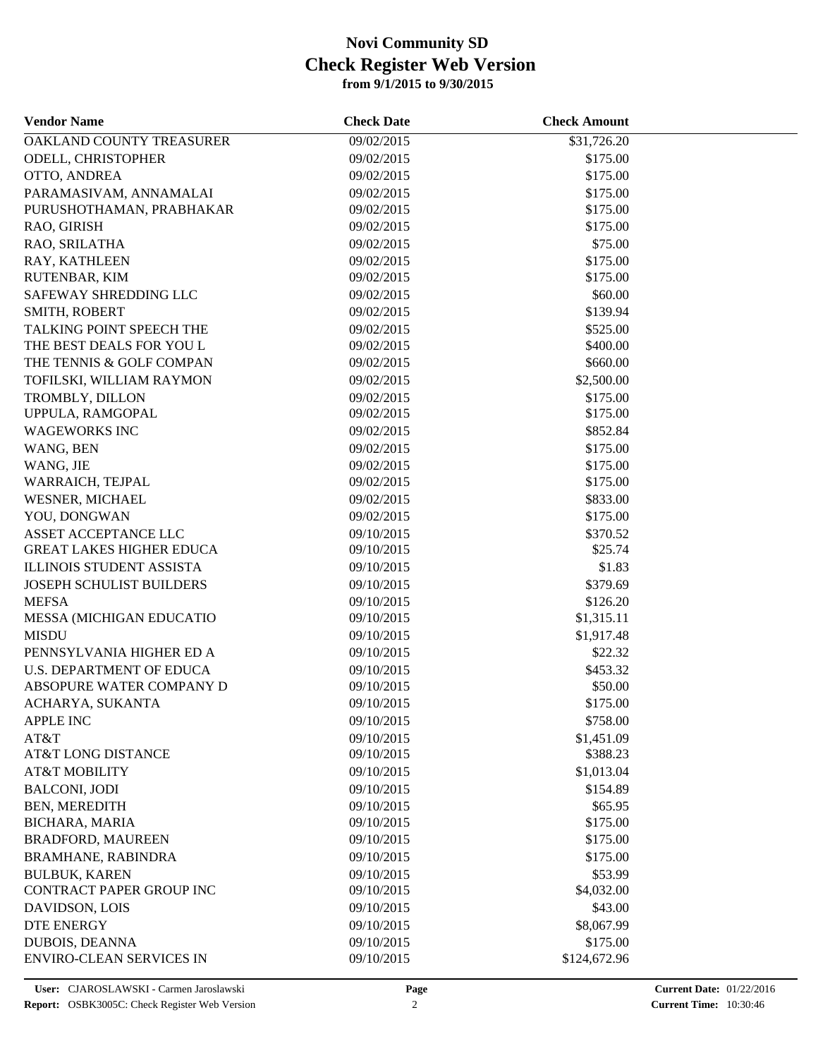# Novi Community SD
## Check Register Web Version
**from 9/1/2015 to 9/30/2015**

| Vendor Name | Check Date | Check Amount |
|---|---|---|
| OAKLAND COUNTY TREASURER | 09/02/2015 | $31,726.20 |
| ODELL, CHRISTOPHER | 09/02/2015 | $175.00 |
| OTTO, ANDREA | 09/02/2015 | $175.00 |
| PARAMASIVAM, ANNAMALAI | 09/02/2015 | $175.00 |
| PURUSHOTHAMAN, PRABHAKAR | 09/02/2015 | $175.00 |
| RAO, GIRISH | 09/02/2015 | $175.00 |
| RAO, SRILATHA | 09/02/2015 | $75.00 |
| RAY, KATHLEEN | 09/02/2015 | $175.00 |
| RUTENBAR, KIM | 09/02/2015 | $175.00 |
| SAFEWAY SHREDDING LLC | 09/02/2015 | $60.00 |
| SMITH, ROBERT | 09/02/2015 | $139.94 |
| TALKING POINT SPEECH THE | 09/02/2015 | $525.00 |
| THE BEST DEALS FOR YOU L | 09/02/2015 | $400.00 |
| THE TENNIS & GOLF COMPAN | 09/02/2015 | $660.00 |
| TOFILSKI, WILLIAM RAYMON | 09/02/2015 | $2,500.00 |
| TROMBLY, DILLON | 09/02/2015 | $175.00 |
| UPPULA, RAMGOPAL | 09/02/2015 | $175.00 |
| WAGEWORKS INC | 09/02/2015 | $852.84 |
| WANG, BEN | 09/02/2015 | $175.00 |
| WANG, JIE | 09/02/2015 | $175.00 |
| WARRAICH, TEJPAL | 09/02/2015 | $175.00 |
| WESNER, MICHAEL | 09/02/2015 | $833.00 |
| YOU, DONGWAN | 09/02/2015 | $175.00 |
| ASSET ACCEPTANCE LLC | 09/10/2015 | $370.52 |
| GREAT LAKES HIGHER EDUCA | 09/10/2015 | $25.74 |
| ILLINOIS STUDENT ASSISTA | 09/10/2015 | $1.83 |
| JOSEPH SCHULIST BUILDERS | 09/10/2015 | $379.69 |
| MEFSA | 09/10/2015 | $126.20 |
| MESSA (MICHIGAN EDUCATIO | 09/10/2015 | $1,315.11 |
| MISDU | 09/10/2015 | $1,917.48 |
| PENNSYLVANIA HIGHER ED A | 09/10/2015 | $22.32 |
| U.S. DEPARTMENT OF EDUCA | 09/10/2015 | $453.32 |
| ABSOPURE WATER COMPANY D | 09/10/2015 | $50.00 |
| ACHARYA, SUKANTA | 09/10/2015 | $175.00 |
| APPLE INC | 09/10/2015 | $758.00 |
| AT&T | 09/10/2015 | $1,451.09 |
| AT&T LONG DISTANCE | 09/10/2015 | $388.23 |
| AT&T MOBILITY | 09/10/2015 | $1,013.04 |
| BALCONI, JODI | 09/10/2015 | $154.89 |
| BEN, MEREDITH | 09/10/2015 | $65.95 |
| BICHARA, MARIA | 09/10/2015 | $175.00 |
| BRADFORD, MAUREEN | 09/10/2015 | $175.00 |
| BRAMHANE, RABINDRA | 09/10/2015 | $175.00 |
| BULBUK, KAREN | 09/10/2015 | $53.99 |
| CONTRACT PAPER GROUP INC | 09/10/2015 | $4,032.00 |
| DAVIDSON, LOIS | 09/10/2015 | $43.00 |
| DTE ENERGY | 09/10/2015 | $8,067.99 |
| DUBOIS, DEANNA | 09/10/2015 | $175.00 |
| ENVIRO-CLEAN SERVICES IN | 09/10/2015 | $124,672.96 |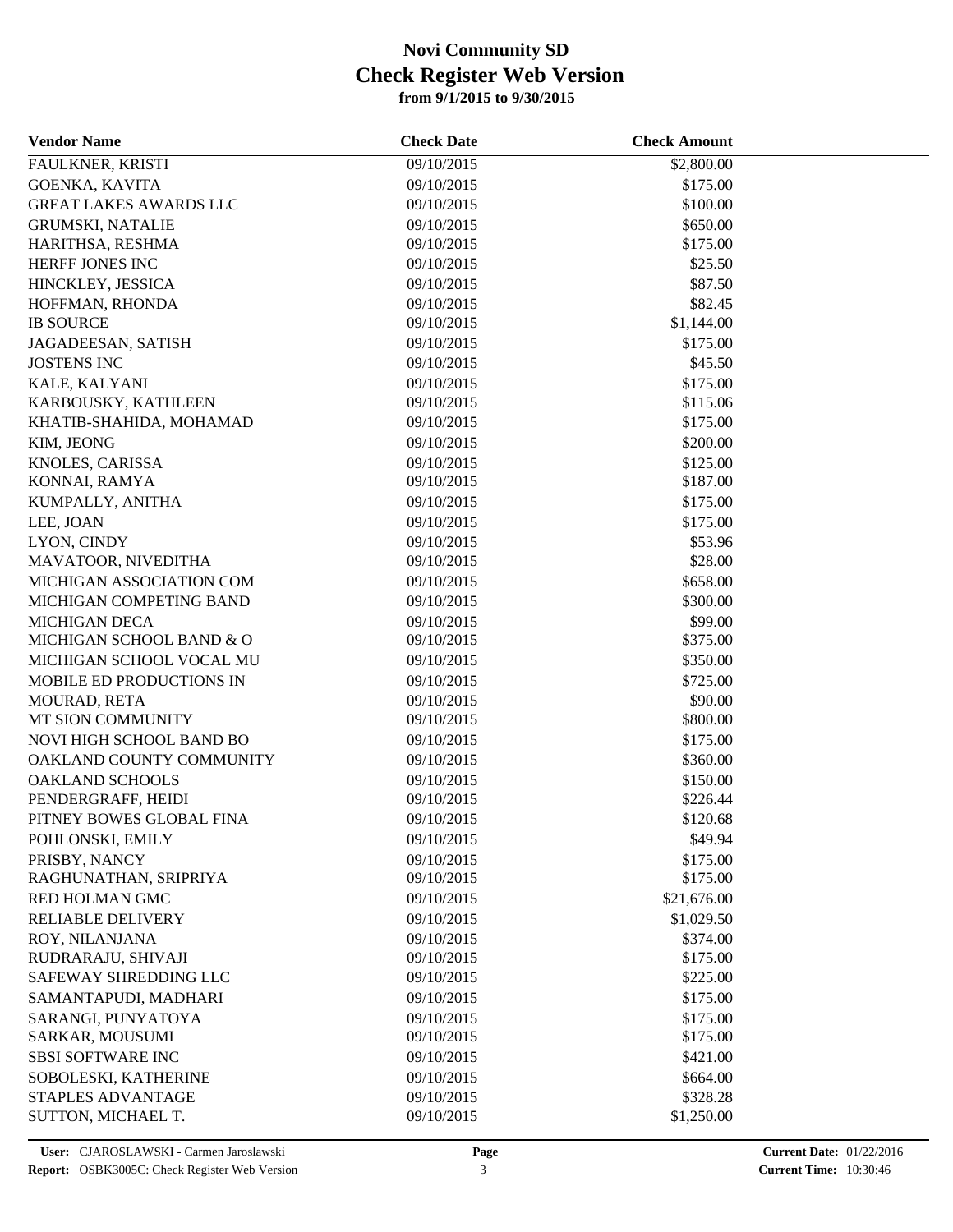# Novi Community SD
## Check Register Web Version
### from 9/1/2015 to 9/30/2015

| Vendor Name | Check Date | Check Amount |
|---|---|---|
| FAULKNER, KRISTI | 09/10/2015 | $2,800.00 |
| GOENKA, KAVITA | 09/10/2015 | $175.00 |
| GREAT LAKES AWARDS LLC | 09/10/2015 | $100.00 |
| GRUMSKI, NATALIE | 09/10/2015 | $650.00 |
| HARITHSA, RESHMA | 09/10/2015 | $175.00 |
| HERFF JONES INC | 09/10/2015 | $25.50 |
| HINCKLEY, JESSICA | 09/10/2015 | $87.50 |
| HOFFMAN, RHONDA | 09/10/2015 | $82.45 |
| IB SOURCE | 09/10/2015 | $1,144.00 |
| JAGADEESAN, SATISH | 09/10/2015 | $175.00 |
| JOSTENS INC | 09/10/2015 | $45.50 |
| KALE, KALYANI | 09/10/2015 | $175.00 |
| KARBOUSKY, KATHLEEN | 09/10/2015 | $115.06 |
| KHATIB-SHAHIDA, MOHAMAD | 09/10/2015 | $175.00 |
| KIM, JEONG | 09/10/2015 | $200.00 |
| KNOLES, CARISSA | 09/10/2015 | $125.00 |
| KONNAI, RAMYA | 09/10/2015 | $187.00 |
| KUMPALLY, ANITHA | 09/10/2015 | $175.00 |
| LEE, JOAN | 09/10/2015 | $175.00 |
| LYON, CINDY | 09/10/2015 | $53.96 |
| MAVATOOR, NIVEDITHA | 09/10/2015 | $28.00 |
| MICHIGAN ASSOCIATION COM | 09/10/2015 | $658.00 |
| MICHIGAN COMPETING BAND | 09/10/2015 | $300.00 |
| MICHIGAN DECA | 09/10/2015 | $99.00 |
| MICHIGAN SCHOOL BAND & O | 09/10/2015 | $375.00 |
| MICHIGAN SCHOOL VOCAL MU | 09/10/2015 | $350.00 |
| MOBILE ED PRODUCTIONS IN | 09/10/2015 | $725.00 |
| MOURAD, RETA | 09/10/2015 | $90.00 |
| MT SION COMMUNITY | 09/10/2015 | $800.00 |
| NOVI HIGH SCHOOL BAND BO | 09/10/2015 | $175.00 |
| OAKLAND COUNTY COMMUNITY | 09/10/2015 | $360.00 |
| OAKLAND SCHOOLS | 09/10/2015 | $150.00 |
| PENDERGRAFF, HEIDI | 09/10/2015 | $226.44 |
| PITNEY BOWES GLOBAL FINA | 09/10/2015 | $120.68 |
| POHLONSKI, EMILY | 09/10/2015 | $49.94 |
| PRISBY, NANCY | 09/10/2015 | $175.00 |
| RAGHUNATHAN, SRIPRIYA | 09/10/2015 | $175.00 |
| RED HOLMAN GMC | 09/10/2015 | $21,676.00 |
| RELIABLE DELIVERY | 09/10/2015 | $1,029.50 |
| ROY, NILANJANA | 09/10/2015 | $374.00 |
| RUDRARAJU, SHIVAJI | 09/10/2015 | $175.00 |
| SAFEWAY SHREDDING LLC | 09/10/2015 | $225.00 |
| SAMANTAPUDI, MADHARI | 09/10/2015 | $175.00 |
| SARANGI, PUNYATOYA | 09/10/2015 | $175.00 |
| SARKAR, MOUSUMI | 09/10/2015 | $175.00 |
| SBSI SOFTWARE INC | 09/10/2015 | $421.00 |
| SOBOLESKI, KATHERINE | 09/10/2015 | $664.00 |
| STAPLES ADVANTAGE | 09/10/2015 | $328.28 |
| SUTTON, MICHAEL T. | 09/10/2015 | $1,250.00 |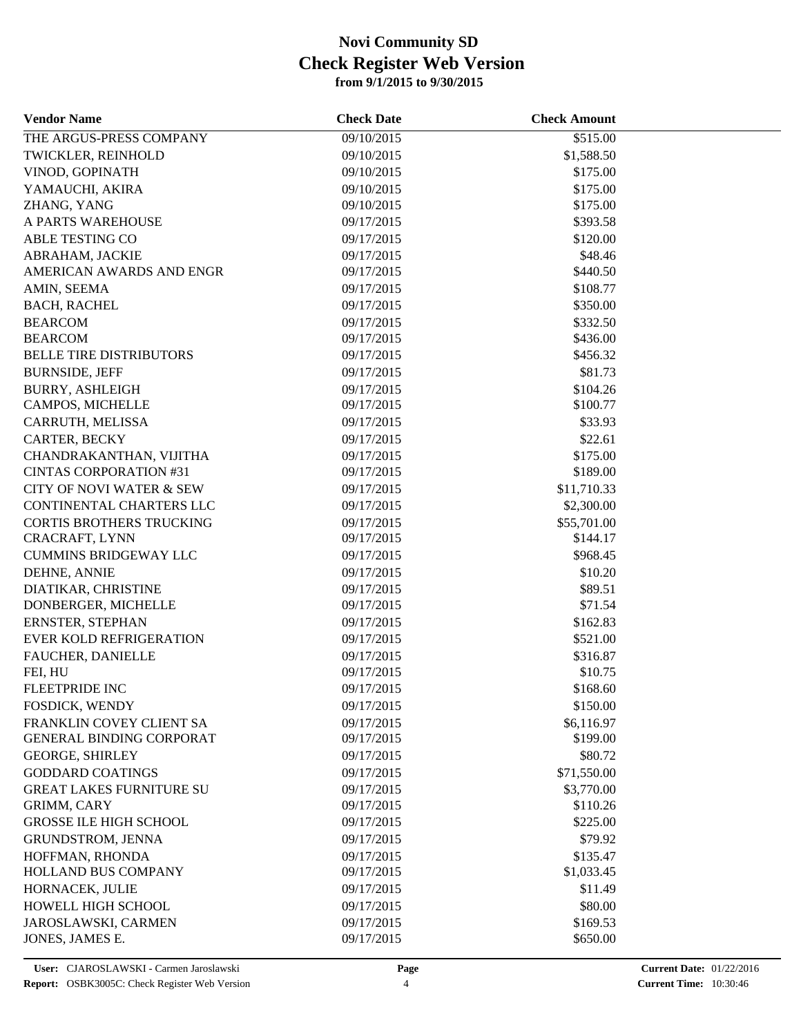# Novi Community SD
## Check Register Web Version
### from 9/1/2015 to 9/30/2015

| Vendor Name | Check Date | Check Amount |
|---|---|---|
| THE ARGUS-PRESS COMPANY | 09/10/2015 | $515.00 |
| TWICKLER, REINHOLD | 09/10/2015 | $1,588.50 |
| VINOD, GOPINATH | 09/10/2015 | $175.00 |
| YAMAUCHI, AKIRA | 09/10/2015 | $175.00 |
| ZHANG, YANG | 09/10/2015 | $175.00 |
| A PARTS WAREHOUSE | 09/17/2015 | $393.58 |
| ABLE TESTING CO | 09/17/2015 | $120.00 |
| ABRAHAM, JACKIE | 09/17/2015 | $48.46 |
| AMERICAN AWARDS AND ENGR | 09/17/2015 | $440.50 |
| AMIN, SEEMA | 09/17/2015 | $108.77 |
| BACH, RACHEL | 09/17/2015 | $350.00 |
| BEARCOM | 09/17/2015 | $332.50 |
| BEARCOM | 09/17/2015 | $436.00 |
| BELLE TIRE DISTRIBUTORS | 09/17/2015 | $456.32 |
| BURNSIDE, JEFF | 09/17/2015 | $81.73 |
| BURRY, ASHLEIGH | 09/17/2015 | $104.26 |
| CAMPOS, MICHELLE | 09/17/2015 | $100.77 |
| CARRUTH, MELISSA | 09/17/2015 | $33.93 |
| CARTER, BECKY | 09/17/2015 | $22.61 |
| CHANDRAKANTHAN, VIJITHA | 09/17/2015 | $175.00 |
| CINTAS CORPORATION #31 | 09/17/2015 | $189.00 |
| CITY OF NOVI WATER & SEW | 09/17/2015 | $11,710.33 |
| CONTINENTAL CHARTERS LLC | 09/17/2015 | $2,300.00 |
| CORTIS BROTHERS TRUCKING | 09/17/2015 | $55,701.00 |
| CRACRAFT, LYNN | 09/17/2015 | $144.17 |
| CUMMINS BRIDGEWAY LLC | 09/17/2015 | $968.45 |
| DEHNE, ANNIE | 09/17/2015 | $10.20 |
| DIATIKAR, CHRISTINE | 09/17/2015 | $89.51 |
| DONBERGER, MICHELLE | 09/17/2015 | $71.54 |
| ERNSTER, STEPHAN | 09/17/2015 | $162.83 |
| EVER KOLD REFRIGERATION | 09/17/2015 | $521.00 |
| FAUCHER, DANIELLE | 09/17/2015 | $316.87 |
| FEI, HU | 09/17/2015 | $10.75 |
| FLEETPRIDE INC | 09/17/2015 | $168.60 |
| FOSDICK, WENDY | 09/17/2015 | $150.00 |
| FRANKLIN COVEY CLIENT SA | 09/17/2015 | $6,116.97 |
| GENERAL BINDING CORPORAT | 09/17/2015 | $199.00 |
| GEORGE, SHIRLEY | 09/17/2015 | $80.72 |
| GODDARD COATINGS | 09/17/2015 | $71,550.00 |
| GREAT LAKES FURNITURE SU | 09/17/2015 | $3,770.00 |
| GRIMM, CARY | 09/17/2015 | $110.26 |
| GROSSE ILE HIGH SCHOOL | 09/17/2015 | $225.00 |
| GRUNDSTROM, JENNA | 09/17/2015 | $79.92 |
| HOFFMAN, RHONDA | 09/17/2015 | $135.47 |
| HOLLAND BUS COMPANY | 09/17/2015 | $1,033.45 |
| HORNACEK, JULIE | 09/17/2015 | $11.49 |
| HOWELL HIGH SCHOOL | 09/17/2015 | $80.00 |
| JAROSLAWSKI, CARMEN | 09/17/2015 | $169.53 |
| JONES, JAMES E. | 09/17/2015 | $650.00 |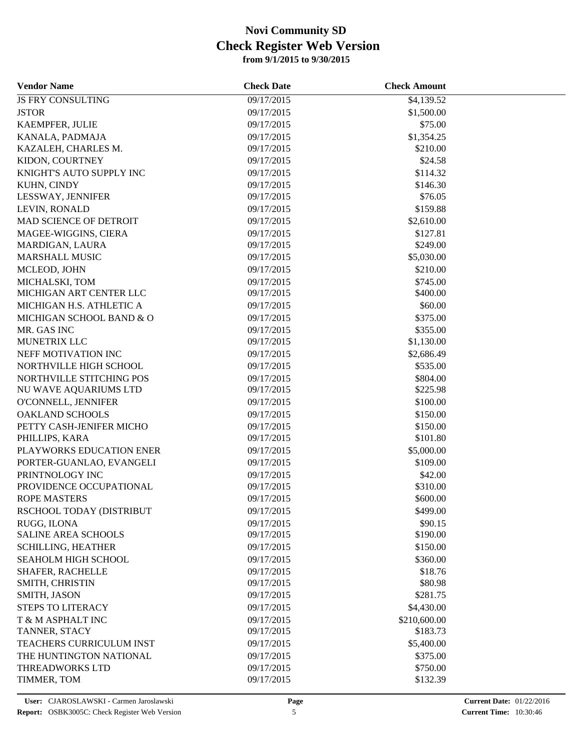# Novi Community SD
## Check Register Web Version
### from 9/1/2015 to 9/30/2015

| Vendor Name | Check Date | Check Amount |
|---|---|---|
| JS FRY CONSULTING | 09/17/2015 | $4,139.52 |
| JSTOR | 09/17/2015 | $1,500.00 |
| KAEMPFER, JULIE | 09/17/2015 | $75.00 |
| KANALA, PADMAJA | 09/17/2015 | $1,354.25 |
| KAZALEH, CHARLES M. | 09/17/2015 | $210.00 |
| KIDON, COURTNEY | 09/17/2015 | $24.58 |
| KNIGHT'S AUTO SUPPLY INC | 09/17/2015 | $114.32 |
| KUHN, CINDY | 09/17/2015 | $146.30 |
| LESSWAY, JENNIFER | 09/17/2015 | $76.05 |
| LEVIN, RONALD | 09/17/2015 | $159.88 |
| MAD SCIENCE OF DETROIT | 09/17/2015 | $2,610.00 |
| MAGEE-WIGGINS, CIERA | 09/17/2015 | $127.81 |
| MARDIGAN, LAURA | 09/17/2015 | $249.00 |
| MARSHALL MUSIC | 09/17/2015 | $5,030.00 |
| MCLEOD, JOHN | 09/17/2015 | $210.00 |
| MICHALSKI, TOM | 09/17/2015 | $745.00 |
| MICHIGAN ART CENTER LLC | 09/17/2015 | $400.00 |
| MICHIGAN H.S. ATHLETIC A | 09/17/2015 | $60.00 |
| MICHIGAN SCHOOL BAND & O | 09/17/2015 | $375.00 |
| MR. GAS INC | 09/17/2015 | $355.00 |
| MUNETRIX LLC | 09/17/2015 | $1,130.00 |
| NEFF MOTIVATION INC | 09/17/2015 | $2,686.49 |
| NORTHVILLE HIGH SCHOOL | 09/17/2015 | $535.00 |
| NORTHVILLE STITCHING POS | 09/17/2015 | $804.00 |
| NU WAVE AQUARIUMS LTD | 09/17/2015 | $225.98 |
| O'CONNELL, JENNIFER | 09/17/2015 | $100.00 |
| OAKLAND SCHOOLS | 09/17/2015 | $150.00 |
| PETTY CASH-JENIFER MICHO | 09/17/2015 | $150.00 |
| PHILLIPS, KARA | 09/17/2015 | $101.80 |
| PLAYWORKS EDUCATION ENER | 09/17/2015 | $5,000.00 |
| PORTER-GUANLAO, EVANGELI | 09/17/2015 | $109.00 |
| PRINTNOLOGY INC | 09/17/2015 | $42.00 |
| PROVIDENCE OCCUPATIONAL | 09/17/2015 | $310.00 |
| ROPE MASTERS | 09/17/2015 | $600.00 |
| RSCHOOL TODAY (DISTRIBUT | 09/17/2015 | $499.00 |
| RUGG, ILONA | 09/17/2015 | $90.15 |
| SALINE AREA SCHOOLS | 09/17/2015 | $190.00 |
| SCHILLING, HEATHER | 09/17/2015 | $150.00 |
| SEAHOLM HIGH SCHOOL | 09/17/2015 | $360.00 |
| SHAFER, RACHELLE | 09/17/2015 | $18.76 |
| SMITH, CHRISTIN | 09/17/2015 | $80.98 |
| SMITH, JASON | 09/17/2015 | $281.75 |
| STEPS TO LITERACY | 09/17/2015 | $4,430.00 |
| T & M ASPHALT INC | 09/17/2015 | $210,600.00 |
| TANNER, STACY | 09/17/2015 | $183.73 |
| TEACHERS CURRICULUM INST | 09/17/2015 | $5,400.00 |
| THE HUNTINGTON NATIONAL | 09/17/2015 | $375.00 |
| THREADWORKS LTD | 09/17/2015 | $750.00 |
| TIMMER, TOM | 09/17/2015 | $132.39 |

**User:** CJAROSLAWSKI - Carmen Jaroslawski
**Report:** OSBK3005C: Check Register Web Version
**Current Date:** 01/22/2016
**Current Time:** 10:30:46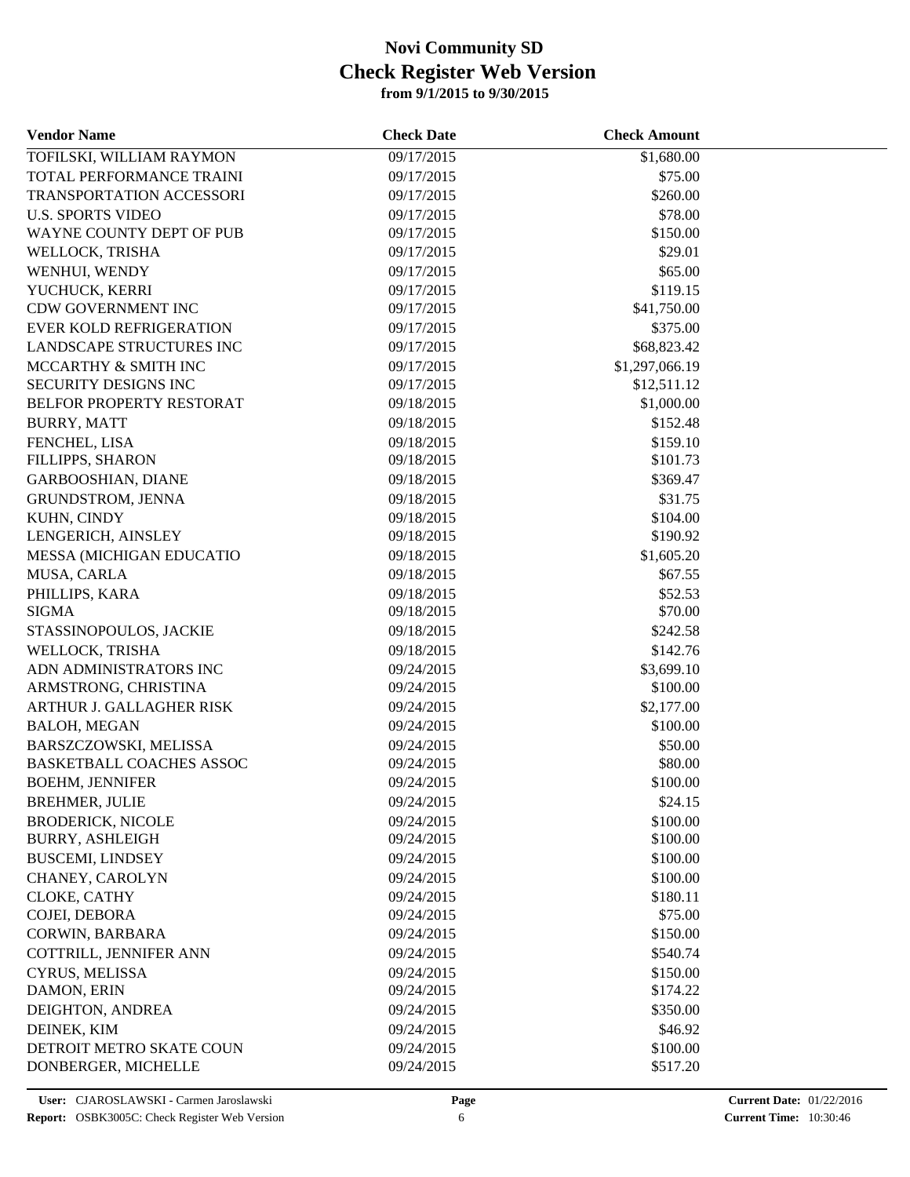# Novi Community SD
# Check Register Web Version
**from 9/1/2015 to 9/30/2015**

| Vendor Name | Check Date | Check Amount |
|---|---|---|
| TOFILSKI, WILLIAM RAYMON | 09/17/2015 | $1,680.00 |
| TOTAL PERFORMANCE TRAINI | 09/17/2015 | $75.00 |
| TRANSPORTATION ACCESSORI | 09/17/2015 | $260.00 |
| U.S. SPORTS VIDEO | 09/17/2015 | $78.00 |
| WAYNE COUNTY DEPT OF PUB | 09/17/2015 | $150.00 |
| WELLOCK, TRISHA | 09/17/2015 | $29.01 |
| WENHUI, WENDY | 09/17/2015 | $65.00 |
| YUCHUCK, KERRI | 09/17/2015 | $119.15 |
| CDW GOVERNMENT INC | 09/17/2015 | $41,750.00 |
| EVER KOLD REFRIGERATION | 09/17/2015 | $375.00 |
| LANDSCAPE STRUCTURES INC | 09/17/2015 | $68,823.42 |
| MCCARTHY & SMITH INC | 09/17/2015 | $1,297,066.19 |
| SECURITY DESIGNS INC | 09/17/2015 | $12,511.12 |
| BELFOR PROPERTY RESTORAT | 09/18/2015 | $1,000.00 |
| BURRY, MATT | 09/18/2015 | $152.48 |
| FENCHEL, LISA | 09/18/2015 | $159.10 |
| FILLIPPS, SHARON | 09/18/2015 | $101.73 |
| GARBOOSHIAN, DIANE | 09/18/2015 | $369.47 |
| GRUNDSTROM, JENNA | 09/18/2015 | $31.75 |
| KUHN, CINDY | 09/18/2015 | $104.00 |
| LENGERICH, AINSLEY | 09/18/2015 | $190.92 |
| MESSA (MICHIGAN EDUCATIO | 09/18/2015 | $1,605.20 |
| MUSA, CARLA | 09/18/2015 | $67.55 |
| PHILLIPS, KARA | 09/18/2015 | $52.53 |
| SIGMA | 09/18/2015 | $70.00 |
| STASSINOPOULOS, JACKIE | 09/18/2015 | $242.58 |
| WELLOCK, TRISHA | 09/18/2015 | $142.76 |
| ADN ADMINISTRATORS INC | 09/24/2015 | $3,699.10 |
| ARMSTRONG, CHRISTINA | 09/24/2015 | $100.00 |
| ARTHUR J. GALLAGHER RISK | 09/24/2015 | $2,177.00 |
| BALOH, MEGAN | 09/24/2015 | $100.00 |
| BARSZCZOWSKI, MELISSA | 09/24/2015 | $50.00 |
| BASKETBALL COACHES ASSOC | 09/24/2015 | $80.00 |
| BOEHM, JENNIFER | 09/24/2015 | $100.00 |
| BREHMER, JULIE | 09/24/2015 | $24.15 |
| BRODERICK, NICOLE | 09/24/2015 | $100.00 |
| BURRY, ASHLEIGH | 09/24/2015 | $100.00 |
| BUSCEMI, LINDSEY | 09/24/2015 | $100.00 |
| CHANEY, CAROLYN | 09/24/2015 | $100.00 |
| CLOKE, CATHY | 09/24/2015 | $180.11 |
| COJEI, DEBORA | 09/24/2015 | $75.00 |
| CORWIN, BARBARA | 09/24/2015 | $150.00 |
| COTTRILL, JENNIFER ANN | 09/24/2015 | $540.74 |
| CYRUS, MELISSA | 09/24/2015 | $150.00 |
| DAMON, ERIN | 09/24/2015 | $174.22 |
| DEIGHTON, ANDREA | 09/24/2015 | $350.00 |
| DEINEK, KIM | 09/24/2015 | $46.92 |
| DETROIT METRO SKATE COUN | 09/24/2015 | $100.00 |
| DONBERGER, MICHELLE | 09/24/2015 | $517.20 |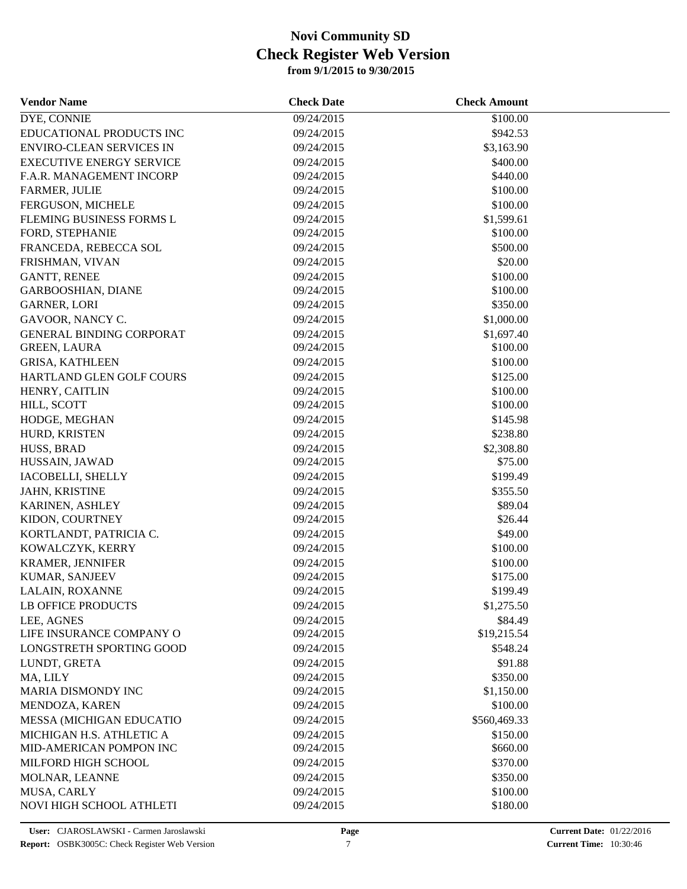# Novi Community SD
# Check Register Web Version
**from 9/1/2015 to 9/30/2015**

| Vendor Name | Check Date | Check Amount |
|---|---|---|
| DYE, CONNIE | 09/24/2015 | $100.00 |
| EDUCATIONAL PRODUCTS INC | 09/24/2015 | $942.53 |
| ENVIRO-CLEAN SERVICES IN | 09/24/2015 | $3,163.90 |
| EXECUTIVE ENERGY SERVICE | 09/24/2015 | $400.00 |
| F.A.R. MANAGEMENT INCORP | 09/24/2015 | $440.00 |
| FARMER, JULIE | 09/24/2015 | $100.00 |
| FERGUSON, MICHELE | 09/24/2015 | $100.00 |
| FLEMING BUSINESS FORMS L | 09/24/2015 | $1,599.61 |
| FORD, STEPHANIE | 09/24/2015 | $100.00 |
| FRANCEDA, REBECCA SOL | 09/24/2015 | $500.00 |
| FRISHMAN, VIVAN | 09/24/2015 | $20.00 |
| GANTT, RENEE | 09/24/2015 | $100.00 |
| GARBOOSHIAN, DIANE | 09/24/2015 | $100.00 |
| GARNER, LORI | 09/24/2015 | $350.00 |
| GAVOOR, NANCY C. | 09/24/2015 | $1,000.00 |
| GENERAL BINDING CORPORAT | 09/24/2015 | $1,697.40 |
| GREEN, LAURA | 09/24/2015 | $100.00 |
| GRISA, KATHLEEN | 09/24/2015 | $100.00 |
| HARTLAND GLEN GOLF COURS | 09/24/2015 | $125.00 |
| HENRY, CAITLIN | 09/24/2015 | $100.00 |
| HILL, SCOTT | 09/24/2015 | $100.00 |
| HODGE, MEGHAN | 09/24/2015 | $145.98 |
| HURD, KRISTEN | 09/24/2015 | $238.80 |
| HUSS, BRAD | 09/24/2015 | $2,308.80 |
| HUSSAIN, JAWAD | 09/24/2015 | $75.00 |
| IACOBELLI, SHELLY | 09/24/2015 | $199.49 |
| JAHN, KRISTINE | 09/24/2015 | $355.50 |
| KARINEN, ASHLEY | 09/24/2015 | $89.04 |
| KIDON, COURTNEY | 09/24/2015 | $26.44 |
| KORTLANDT, PATRICIA C. | 09/24/2015 | $49.00 |
| KOWALCZYK, KERRY | 09/24/2015 | $100.00 |
| KRAMER, JENNIFER | 09/24/2015 | $100.00 |
| KUMAR, SANJEEV | 09/24/2015 | $175.00 |
| LALAIN, ROXANNE | 09/24/2015 | $199.49 |
| LB OFFICE PRODUCTS | 09/24/2015 | $1,275.50 |
| LEE, AGNES | 09/24/2015 | $84.49 |
| LIFE INSURANCE COMPANY O | 09/24/2015 | $19,215.54 |
| LONGSTRETH SPORTING GOOD | 09/24/2015 | $548.24 |
| LUNDT, GRETA | 09/24/2015 | $91.88 |
| MA, LILY | 09/24/2015 | $350.00 |
| MARIA DISMONDY INC | 09/24/2015 | $1,150.00 |
| MENDOZA, KAREN | 09/24/2015 | $100.00 |
| MESSA (MICHIGAN EDUCATIO | 09/24/2015 | $560,469.33 |
| MICHIGAN H.S. ATHLETIC A | 09/24/2015 | $150.00 |
| MID-AMERICAN POMPON INC | 09/24/2015 | $660.00 |
| MILFORD HIGH SCHOOL | 09/24/2015 | $370.00 |
| MOLNAR, LEANNE | 09/24/2015 | $350.00 |
| MUSA, CARLY | 09/24/2015 | $100.00 |
| NOVI HIGH SCHOOL ATHLETI | 09/24/2015 | $180.00 |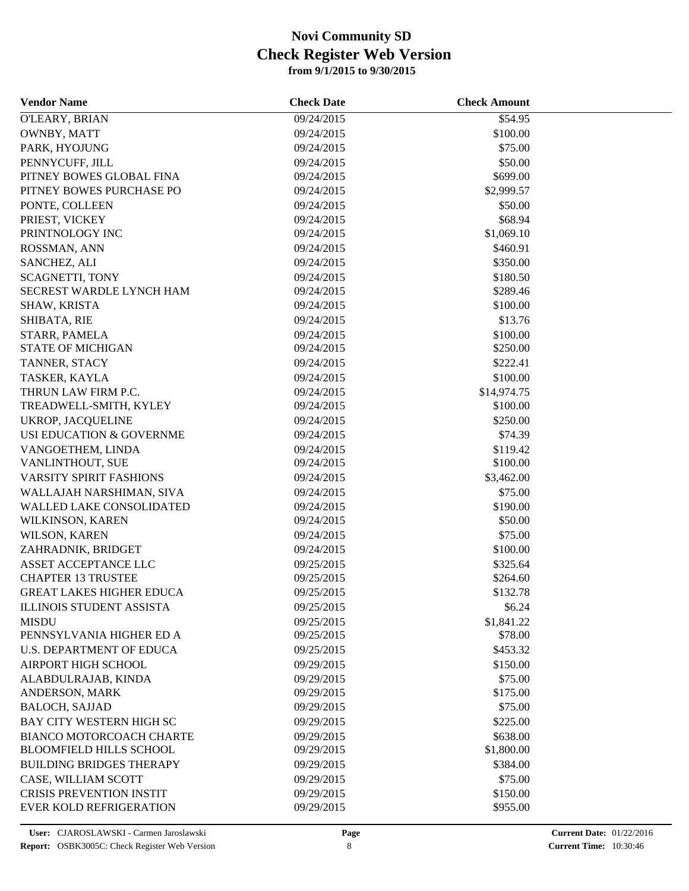# Novi Community SD
# Check Register Web Version
**from 9/1/2015 to 9/30/2015**

| Vendor Name | Check Date | Check Amount |
|---|---|---|
| O'LEARY, BRIAN | 09/24/2015 | $54.95 |
| OWNBY, MATT | 09/24/2015 | $100.00 |
| PARK, HYOJUNG | 09/24/2015 | $75.00 |
| PENNYCUFF, JILL | 09/24/2015 | $50.00 |
| PITNEY BOWES GLOBAL FINA | 09/24/2015 | $699.00 |
| PITNEY BOWES PURCHASE PO | 09/24/2015 | $2,999.57 |
| PONTE, COLLEEN | 09/24/2015 | $50.00 |
| PRIEST, VICKEY | 09/24/2015 | $68.94 |
| PRINTNOLOGY INC | 09/24/2015 | $1,069.10 |
| ROSSMAN, ANN | 09/24/2015 | $460.91 |
| SANCHEZ, ALI | 09/24/2015 | $350.00 |
| SCAGNETTI, TONY | 09/24/2015 | $180.50 |
| SECREST WARDLE LYNCH HAM | 09/24/2015 | $289.46 |
| SHAW, KRISTA | 09/24/2015 | $100.00 |
| SHIBATA, RIE | 09/24/2015 | $13.76 |
| STARR, PAMELA | 09/24/2015 | $100.00 |
| STATE OF MICHIGAN | 09/24/2015 | $250.00 |
| TANNER, STACY | 09/24/2015 | $222.41 |
| TASKER, KAYLA | 09/24/2015 | $100.00 |
| THRUN LAW FIRM P.C. | 09/24/2015 | $14,974.75 |
| TREADWELL-SMITH, KYLEY | 09/24/2015 | $100.00 |
| UKROP, JACQUELINE | 09/24/2015 | $250.00 |
| USI EDUCATION & GOVERNME | 09/24/2015 | $74.39 |
| VANGOETHEM, LINDA | 09/24/2015 | $119.42 |
| VANLINTHOUT, SUE | 09/24/2015 | $100.00 |
| VARSITY SPIRIT FASHIONS | 09/24/2015 | $3,462.00 |
| WALLAJAH NARSHIMAN, SIVA | 09/24/2015 | $75.00 |
| WALLED LAKE CONSOLIDATED | 09/24/2015 | $190.00 |
| WILKINSON, KAREN | 09/24/2015 | $50.00 |
| WILSON, KAREN | 09/24/2015 | $75.00 |
| ZAHRADNIK, BRIDGET | 09/24/2015 | $100.00 |
| ASSET ACCEPTANCE LLC | 09/25/2015 | $325.64 |
| CHAPTER 13 TRUSTEE | 09/25/2015 | $264.60 |
| GREAT LAKES HIGHER EDUCA | 09/25/2015 | $132.78 |
| ILLINOIS STUDENT ASSISTA | 09/25/2015 | $6.24 |
| MISDU | 09/25/2015 | $1,841.22 |
| PENNSYLVANIA HIGHER ED A | 09/25/2015 | $78.00 |
| U.S. DEPARTMENT OF EDUCA | 09/25/2015 | $453.32 |
| AIRPORT HIGH SCHOOL | 09/29/2015 | $150.00 |
| ALABDULRAJAB, KINDA | 09/29/2015 | $75.00 |
| ANDERSON, MARK | 09/29/2015 | $175.00 |
| BALOCH, SAJJAD | 09/29/2015 | $75.00 |
| BAY CITY WESTERN HIGH SC | 09/29/2015 | $225.00 |
| BIANCO MOTORCOACH CHARTE | 09/29/2015 | $638.00 |
| BLOOMFIELD HILLS SCHOOL | 09/29/2015 | $1,800.00 |
| BUILDING BRIDGES THERAPY | 09/29/2015 | $384.00 |
| CASE, WILLIAM SCOTT | 09/29/2015 | $75.00 |
| CRISIS PREVENTION INSTIT | 09/29/2015 | $150.00 |
| EVER KOLD REFRIGERATION | 09/29/2015 | $955.00 |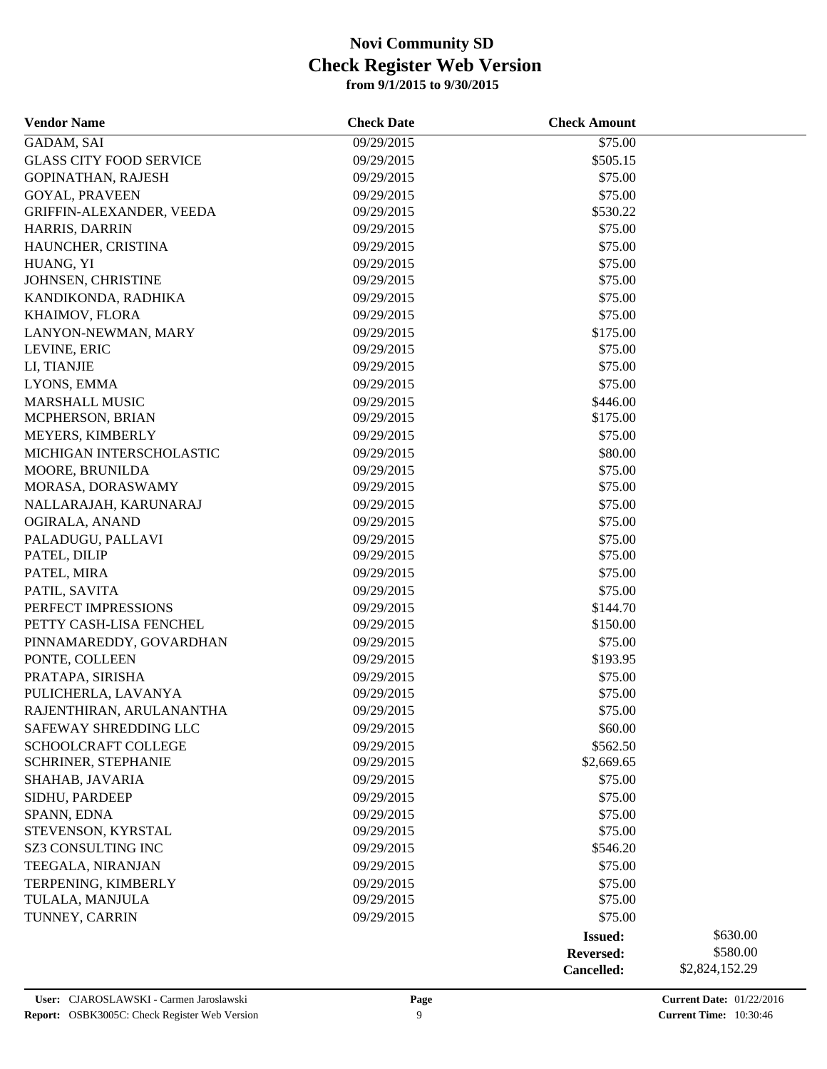# Novi Community SD
## Check Register Web Version
### from 9/1/2015 to 9/30/2015

| Vendor Name | Check Date | Check Amount | |
|---|---|---|---|
| GADAM, SAI | 09/29/2015 | $75.00 | |
| GLASS CITY FOOD SERVICE | 09/29/2015 | $505.15 | |
| GOPINATHAN, RAJESH | 09/29/2015 | $75.00 | |
| GOYAL, PRAVEEN | 09/29/2015 | $75.00 | |
| GRIFFIN-ALEXANDER, VEEDA | 09/29/2015 | $530.22 | |
| HARRIS, DARRIN | 09/29/2015 | $75.00 | |
| HAUNCHER, CRISTINA | 09/29/2015 | $75.00 | |
| HUANG, YI | 09/29/2015 | $75.00 | |
| JOHNSEN, CHRISTINE | 09/29/2015 | $75.00 | |
| KANDIKONDA, RADHIKA | 09/29/2015 | $75.00 | |
| KHAIMOV, FLORA | 09/29/2015 | $75.00 | |
| LANYON-NEWMAN, MARY | 09/29/2015 | $175.00 | |
| LEVINE, ERIC | 09/29/2015 | $75.00 | |
| LI, TIANJIE | 09/29/2015 | $75.00 | |
| LYONS, EMMA | 09/29/2015 | $75.00 | |
| MARSHALL MUSIC | 09/29/2015 | $446.00 | |
| MCPHERSON, BRIAN | 09/29/2015 | $175.00 | |
| MEYERS, KIMBERLY | 09/29/2015 | $75.00 | |
| MICHIGAN INTERSCHOLASTIC | 09/29/2015 | $80.00 | |
| MOORE, BRUNILDA | 09/29/2015 | $75.00 | |
| MORASA, DORASWAMY | 09/29/2015 | $75.00 | |
| NALLARAJAH, KARUNARAJ | 09/29/2015 | $75.00 | |
| OGIRALA, ANAND | 09/29/2015 | $75.00 | |
| PALADUGU, PALLAVI | 09/29/2015 | $75.00 | |
| PATEL, DILIP | 09/29/2015 | $75.00 | |
| PATEL, MIRA | 09/29/2015 | $75.00 | |
| PATIL, SAVITA | 09/29/2015 | $75.00 | |
| PERFECT IMPRESSIONS | 09/29/2015 | $144.70 | |
| PETTY CASH-LISA FENCHEL | 09/29/2015 | $150.00 | |
| PINNAMAREDDY, GOVARDHAN | 09/29/2015 | $75.00 | |
| PONTE, COLLEEN | 09/29/2015 | $193.95 | |
| PRATAPA, SIRISHA | 09/29/2015 | $75.00 | |
| PULICHERLA, LAVANYA | 09/29/2015 | $75.00 | |
| RAJENTHIRAN, ARULANANTHA | 09/29/2015 | $75.00 | |
| SAFEWAY SHREDDING LLC | 09/29/2015 | $60.00 | |
| SCHOOLCRAFT COLLEGE | 09/29/2015 | $562.50 | |
| SCHRINER, STEPHANIE | 09/29/2015 | $2,669.65 | |
| SHAHAB, JAVARIA | 09/29/2015 | $75.00 | |
| SIDHU, PARDEEP | 09/29/2015 | $75.00 | |
| SPANN, EDNA | 09/29/2015 | $75.00 | |
| STEVENSON, KYRSTAL | 09/29/2015 | $75.00 | |
| SZ3 CONSULTING INC | 09/29/2015 | $546.20 | |
| TEEGALA, NIRANJAN | 09/29/2015 | $75.00 | |
| TERPENING, KIMBERLY | 09/29/2015 | $75.00 | |
| TULALA, MANJULA | 09/29/2015 | $75.00 | |
| TUNNEY, CARRIN | 09/29/2015 | $75.00 | |
| | | **Issued:** | $630.00 |
| | | **Reversed:** | $580.00 |
| | | **Cancelled:** | $2,824,152.29 |

**User:** CJAROSLAWSKI - Carmen Jaroslawski
**Report:** OSBK3005C: Check Register Web Version
**Current Date:** 01/22/2016
**Current Time:** 10:30:46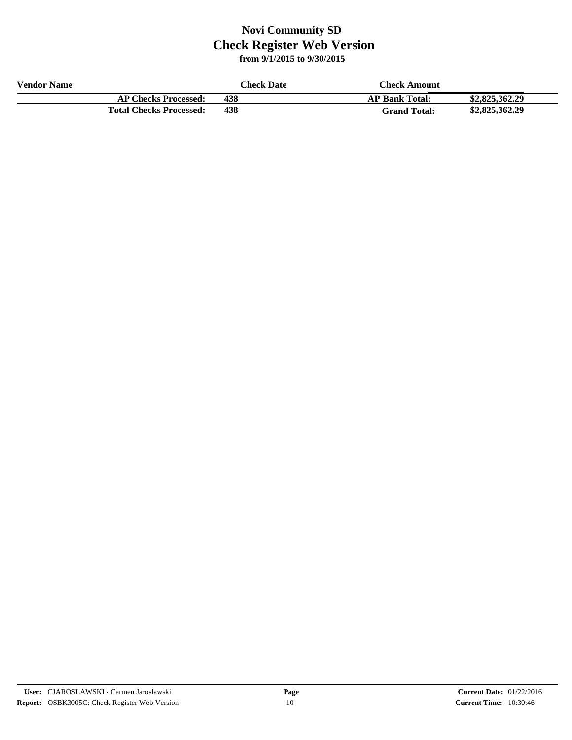# Novi Community SD
## Check Register Web Version
### from 9/1/2015 to 9/30/2015

| Vendor Name | | Check Date | Check Amount | |
|---|---|---|---|---|
| **AP Checks Processed:** | **438** | | **AP Bank Total:** | **$2,825,362.29** |
| **Total Checks Processed:** | **438** | | **Grand Total:** | **$2,825,362.29** |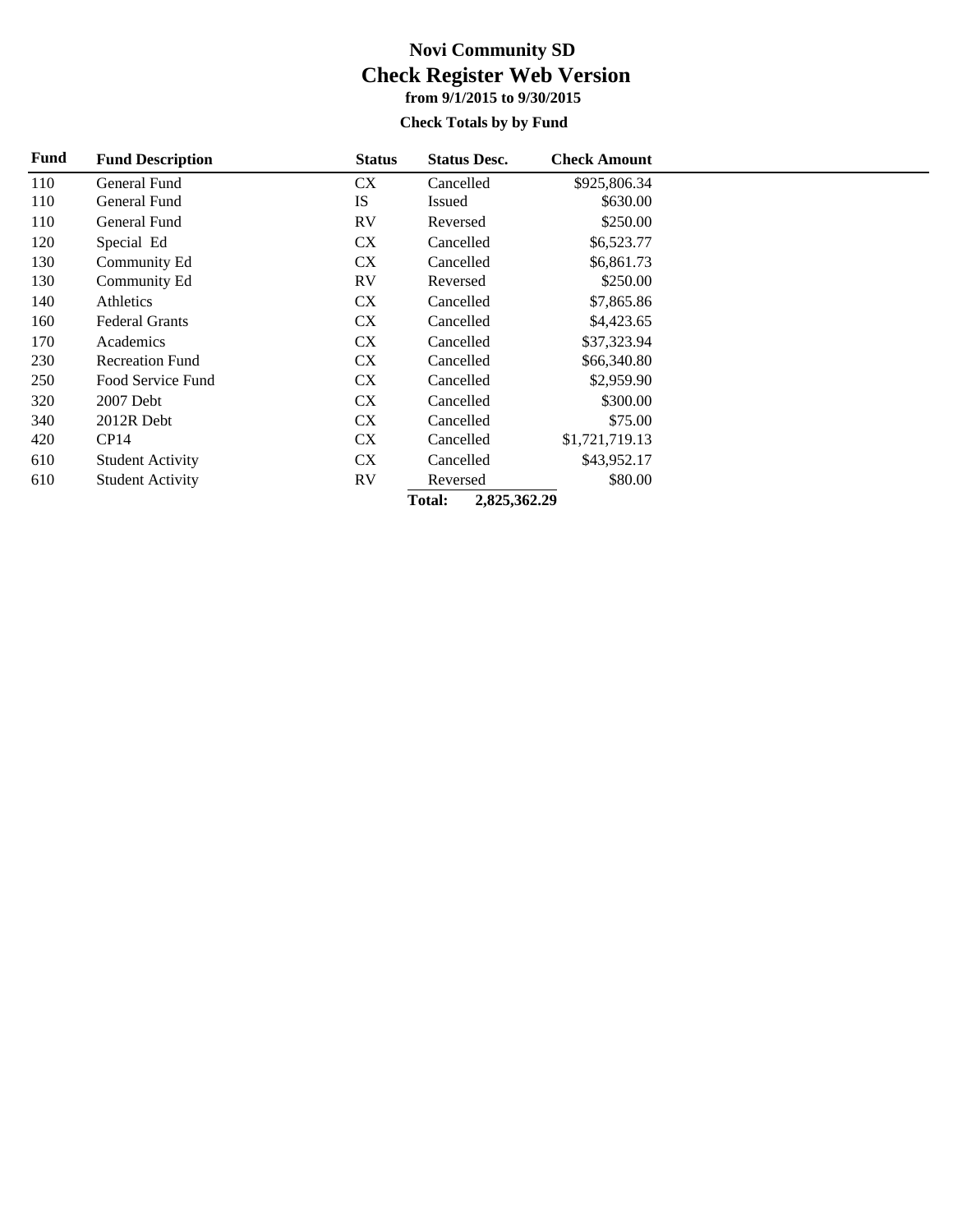# Novi Community SD
## Check Register Web Version
### from 9/1/2015 to 9/30/2015

### Check Totals by by Fund

| Fund | Fund Description | Status | Status Desc. | Check Amount |
|---|---|---|---|---|
| 110 | General Fund | CX | Cancelled | $925,806.34 |
| 110 | General Fund | IS | Issued | $630.00 |
| 110 | General Fund | RV | Reversed | $250.00 |
| 120 | Special Ed | CX | Cancelled | $6,523.77 |
| 130 | Community Ed | CX | Cancelled | $6,861.73 |
| 130 | Community Ed | RV | Reversed | $250.00 |
| 140 | Athletics | CX | Cancelled | $7,865.86 |
| 160 | Federal Grants | CX | Cancelled | $4,423.65 |
| 170 | Academics | CX | Cancelled | $37,323.94 |
| 230 | Recreation Fund | CX | Cancelled | $66,340.80 |
| 250 | Food Service Fund | CX | Cancelled | $2,959.90 |
| 320 | 2007 Debt | CX | Cancelled | $300.00 |
| 340 | 2012R Debt | CX | Cancelled | $75.00 |
| 420 | CP14 | CX | Cancelled | $1,721,719.13 |
| 610 | Student Activity | CX | Cancelled | $43,952.17 |
| 610 | Student Activity | RV | Reversed | $80.00 |
| | | | **Total:** | **2,825,362.29** |